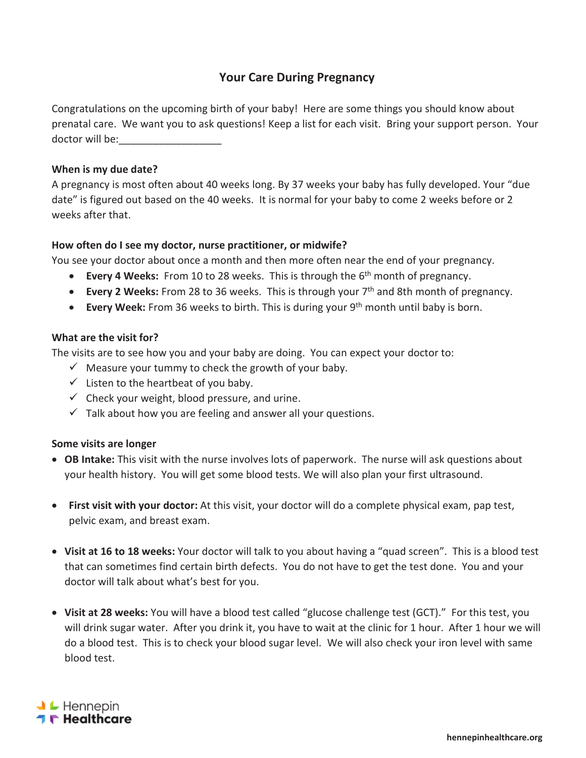# Your Care During Pregnancy

Congratulations on the upcoming birth of your baby! Here are some things you should know about prenatal care. We want you to ask questions! Keep a list for each visit. Bring your support person. Your doctor will be:__________________

### When is my due date?

A pregnancy is most often about 40 weeks long. By 37 weeks your baby has fully developed. Your "due date" is figured out based on the 40 weeks. It is normal for your baby to come 2 weeks before or 2 weeks after that.

### How often do I see my doctor, nurse practitioner, or midwife?

You see your doctor about once a month and then more often near the end of your pregnancy.

- **Every 4 Weeks:** From 10 to 28 weeks. This is through the 6th month of pregnancy.
- **Every 2 Weeks:** From 28 to 36 weeks. This is through your 7th and 8th month of pregnancy.
- **Every Week:** From 36 weeks to birth. This is during your 9th month until baby is born.

### What are the visit for?

The visits are to see how you and your baby are doing. You can expect your doctor to:

- ✓ Measure your tummy to check the growth of your baby.
- ✓ Listen to the heartbeat of you baby.
- ✓ Check your weight, blood pressure, and urine.
- ✓ Talk about how you are feeling and answer all your questions.

### Some visits are longer

- **OB Intake:** This visit with the nurse involves lots of paperwork. The nurse will ask questions about your health history. You will get some blood tests. We will also plan your first ultrasound.
- **First visit with your doctor:** At this visit, your doctor will do a complete physical exam, pap test, pelvic exam, and breast exam.
- **Visit at 16 to 18 weeks:** Your doctor will talk to you about having a "quad screen". This is a blood test that can sometimes find certain birth defects. You do not have to get the test done. You and your doctor will talk about what's best for you.
- **Visit at 28 weeks:** You will have a blood test called "glucose challenge test (GCT)." For this test, you will drink sugar water. After you drink it, you have to wait at the clinic for 1 hour. After 1 hour we will do a blood test. This is to check your blood sugar level. We will also check your iron level with same blood test.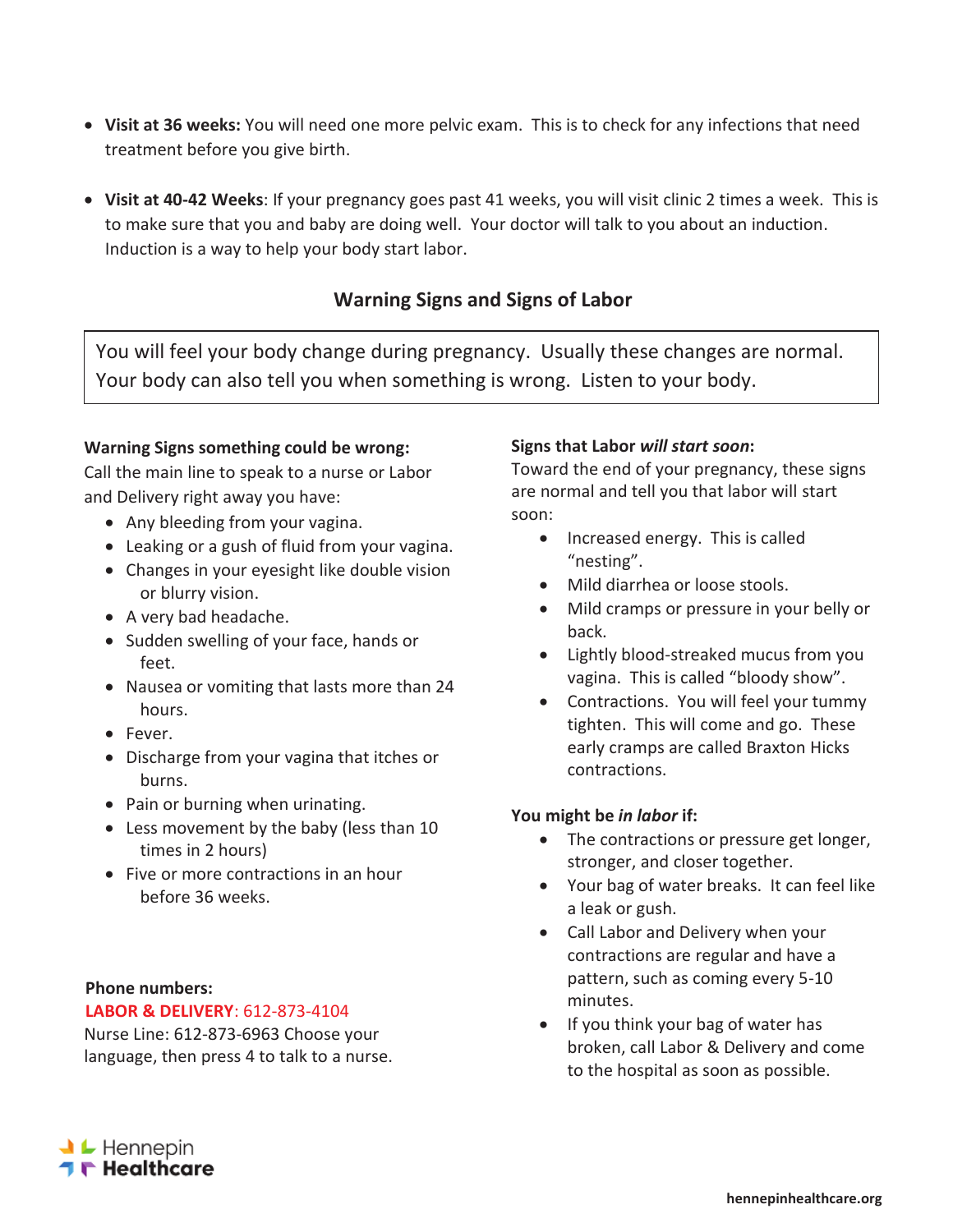- **Visit at 36 weeks:** You will need one more pelvic exam. This is to check for any infections that need treatment before you give birth.

- **Visit at 40-42 Weeks**: If your pregnancy goes past 41 weeks, you will visit clinic 2 times a week. This is to make sure that you and baby are doing well. Your doctor will talk to you about an induction. Induction is a way to help your body start labor.

## Warning Signs and Signs of Labor

You will feel your body change during pregnancy. Usually these changes are normal. Your body can also tell you when something is wrong. Listen to your body.

**Warning Signs something could be wrong:**
Call the main line to speak to a nurse or Labor and Delivery right away you have:

- Any bleeding from your vagina.
- Leaking or a gush of fluid from your vagina.
- Changes in your eyesight like double vision or blurry vision.
- A very bad headache.
- Sudden swelling of your face, hands or feet.
- Nausea or vomiting that lasts more than 24 hours.
- Fever.
- Discharge from your vagina that itches or burns.
- Pain or burning when urinating.
- Less movement by the baby (less than 10 times in 2 hours)
- Five or more contractions in an hour before 36 weeks.

**Phone numbers:**
**LABOR & DELIVERY**: 612-873-4104
Nurse Line: 612-873-6963 Choose your language, then press 4 to talk to a nurse.

**Signs that Labor *will start soon*:**
Toward the end of your pregnancy, these signs are normal and tell you that labor will start soon:

- Increased energy. This is called "nesting".
- Mild diarrhea or loose stools.
- Mild cramps or pressure in your belly or back.
- Lightly blood-streaked mucus from you vagina. This is called "bloody show".
- Contractions. You will feel your tummy tighten. This will come and go. These early cramps are called Braxton Hicks contractions.

**You might be *in labor* if:**

- The contractions or pressure get longer, stronger, and closer together.
- Your bag of water breaks. It can feel like a leak or gush.
- Call Labor and Delivery when your contractions are regular and have a pattern, such as coming every 5-10 minutes.
- If you think your bag of water has broken, call Labor & Delivery and come to the hospital as soon as possible.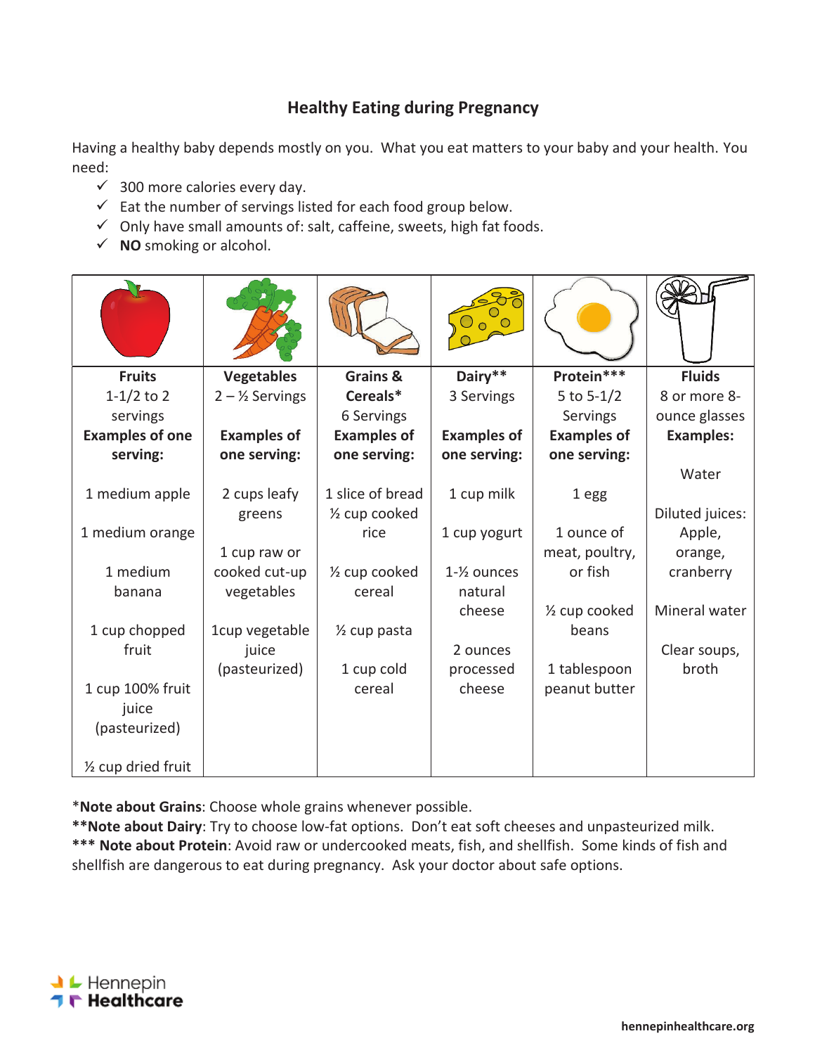## Healthy Eating during Pregnancy

Having a healthy baby depends mostly on you. What you eat matters to your baby and your health. You need:

- ✓ 300 more calories every day.
- ✓ Eat the number of servings listed for each food group below.
- ✓ Only have small amounts of: salt, caffeine, sweets, high fat foods.
- ✓ **NO** smoking or alcohol.

| **Fruits** 1-1/2 to 2 servings | **Vegetables** 2 – ½ Servings | **Grains & Cereals*** 6 Servings | **Dairy**** 3 Servings | **Protein***** 5 to 5-1/2 Servings | **Fluids** 8 or more 8-ounce glasses |
|---|---|---|---|---|---|
| **Examples of one serving:** | **Examples of one serving:** | **Examples of one serving:** | **Examples of one serving:** | **Examples of one serving:** | **Examples:** |
| 1 medium apple | 2 cups leafy greens | 1 slice of bread | 1 cup milk | 1 egg | Water |
| 1 medium orange | 1 cup raw or cooked cut-up vegetables | ½ cup cooked rice | 1 cup yogurt | 1 ounce of meat, poultry, or fish | Diluted juices: Apple, orange, cranberry |
| 1 medium banana | 1cup vegetable juice (pasteurized) | ½ cup cooked cereal | 1-½ ounces natural cheese | ½ cup cooked beans | Mineral water |
| 1 cup chopped fruit | | ½ cup pasta | 2 ounces processed cheese | 1 tablespoon peanut butter | Clear soups, broth |
| 1 cup 100% fruit juice (pasteurized) | | 1 cup cold cereal | | | |
| ½ cup dried fruit | | | | | |

*__Note about Grains__: Choose whole grains whenever possible.

**__Note about Dairy__: Try to choose low-fat options. Don't eat soft cheeses and unpasteurized milk.

*** __Note about Protein__: Avoid raw or undercooked meats, fish, and shellfish. Some kinds of fish and shellfish are dangerous to eat during pregnancy. Ask your doctor about safe options.

Hennepin Healthcare

hennepinhealthcare.org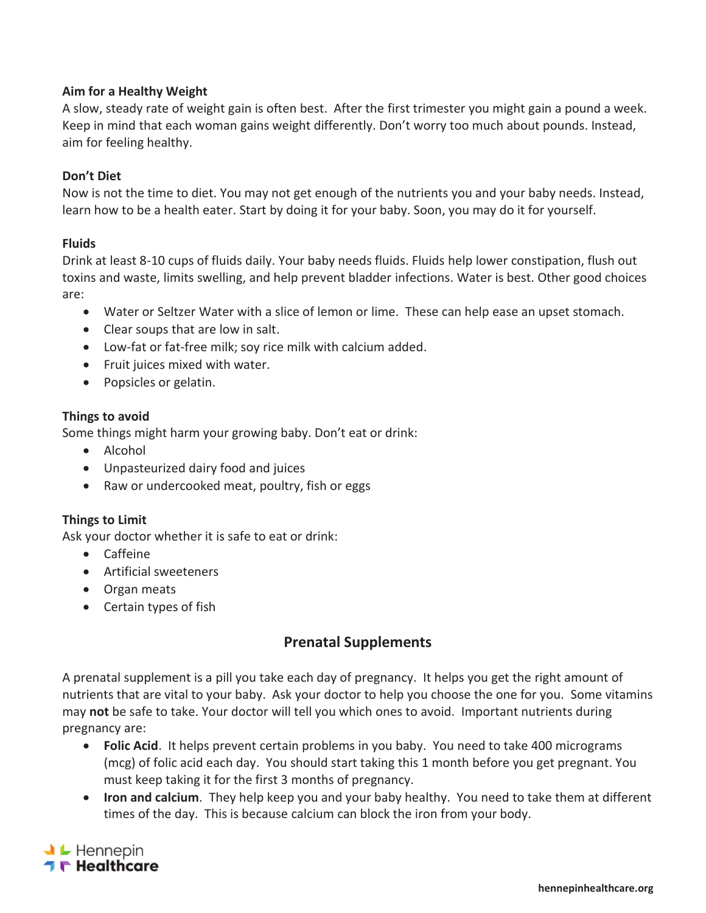**Aim for a Healthy Weight**

A slow, steady rate of weight gain is often best. After the first trimester you might gain a pound a week. Keep in mind that each woman gains weight differently. Don't worry too much about pounds. Instead, aim for feeling healthy.

**Don't Diet**

Now is not the time to diet. You may not get enough of the nutrients you and your baby needs. Instead, learn how to be a health eater. Start by doing it for your baby. Soon, you may do it for yourself.

**Fluids**

Drink at least 8-10 cups of fluids daily. Your baby needs fluids. Fluids help lower constipation, flush out toxins and waste, limits swelling, and help prevent bladder infections. Water is best. Other good choices are:

- Water or Seltzer Water with a slice of lemon or lime. These can help ease an upset stomach.
- Clear soups that are low in salt.
- Low-fat or fat-free milk; soy rice milk with calcium added.
- Fruit juices mixed with water.
- Popsicles or gelatin.

**Things to avoid**

Some things might harm your growing baby. Don't eat or drink:

- Alcohol
- Unpasteurized dairy food and juices
- Raw or undercooked meat, poultry, fish or eggs

**Things to Limit**

Ask your doctor whether it is safe to eat or drink:

- Caffeine
- Artificial sweeteners
- Organ meats
- Certain types of fish

## Prenatal Supplements

A prenatal supplement is a pill you take each day of pregnancy. It helps you get the right amount of nutrients that are vital to your baby. Ask your doctor to help you choose the one for you. Some vitamins may **not** be safe to take. Your doctor will tell you which ones to avoid. Important nutrients during pregnancy are:

- **Folic Acid**. It helps prevent certain problems in you baby. You need to take 400 micrograms (mcg) of folic acid each day. You should start taking this 1 month before you get pregnant. You must keep taking it for the first 3 months of pregnancy.
- **Iron and calcium**. They help keep you and your baby healthy. You need to take them at different times of the day. This is because calcium can block the iron from your body.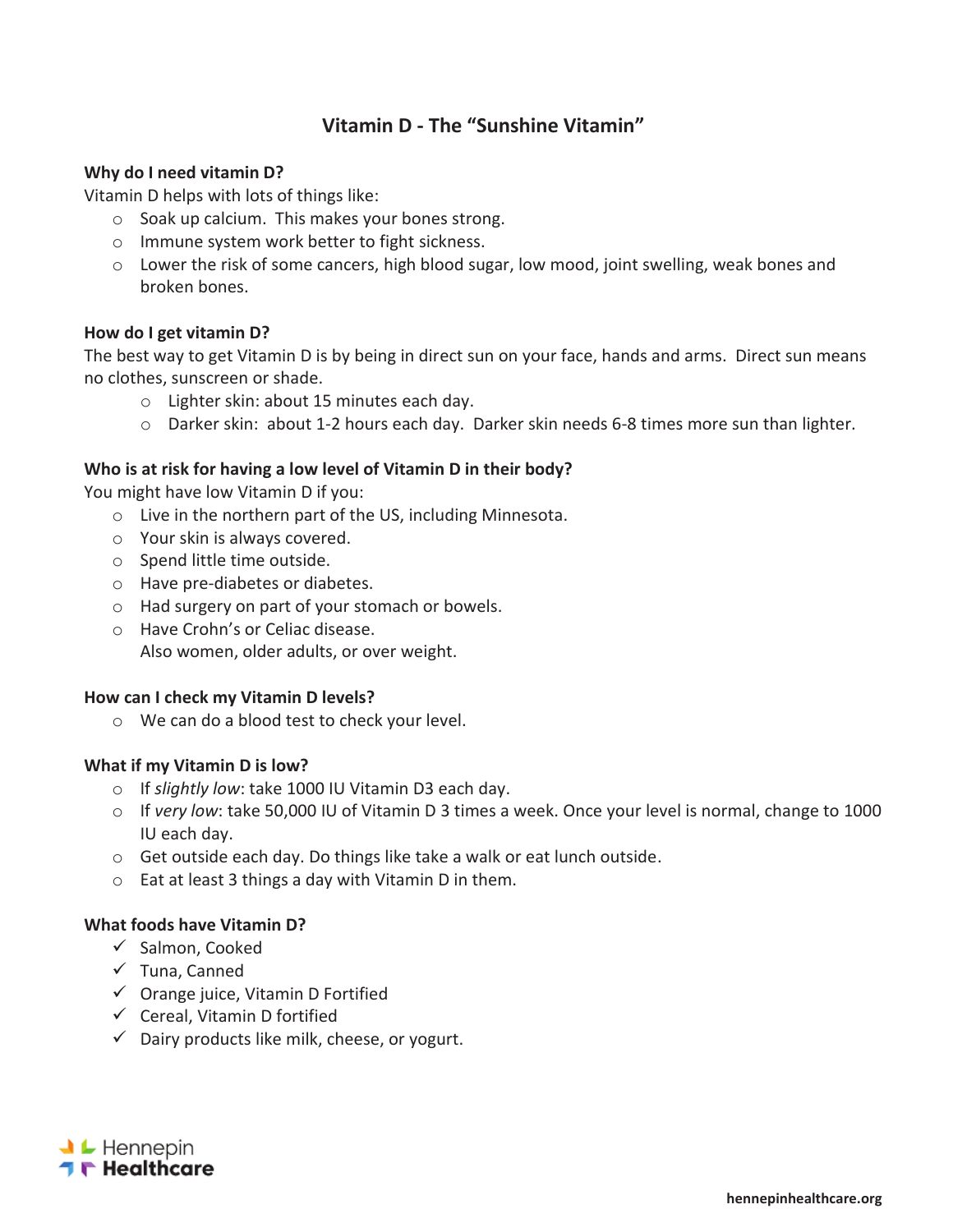# Vitamin D - The "Sunshine Vitamin"

**Why do I need vitamin D?**

Vitamin D helps with lots of things like:

- Soak up calcium. This makes your bones strong.
- Immune system work better to fight sickness.
- Lower the risk of some cancers, high blood sugar, low mood, joint swelling, weak bones and broken bones.

**How do I get vitamin D?**

The best way to get Vitamin D is by being in direct sun on your face, hands and arms. Direct sun means no clothes, sunscreen or shade.

- Lighter skin: about 15 minutes each day.
- Darker skin: about 1-2 hours each day. Darker skin needs 6-8 times more sun than lighter.

**Who is at risk for having a low level of Vitamin D in their body?**

You might have low Vitamin D if you:

- Live in the northern part of the US, including Minnesota.
- Your skin is always covered.
- Spend little time outside.
- Have pre-diabetes or diabetes.
- Had surgery on part of your stomach or bowels.
- Have Crohn's or Celiac disease.
  Also women, older adults, or over weight.

**How can I check my Vitamin D levels?**

- We can do a blood test to check your level.

**What if my Vitamin D is low?**

- If *slightly low*: take 1000 IU Vitamin D3 each day.
- If *very low*: take 50,000 IU of Vitamin D 3 times a week. Once your level is normal, change to 1000 IU each day.
- Get outside each day. Do things like take a walk or eat lunch outside.
- Eat at least 3 things a day with Vitamin D in them.

**What foods have Vitamin D?**

- ✓ Salmon, Cooked
- ✓ Tuna, Canned
- ✓ Orange juice, Vitamin D Fortified
- ✓ Cereal, Vitamin D fortified
- ✓ Dairy products like milk, cheese, or yogurt.

Hennepin Healthcare

hennepinhealthcare.org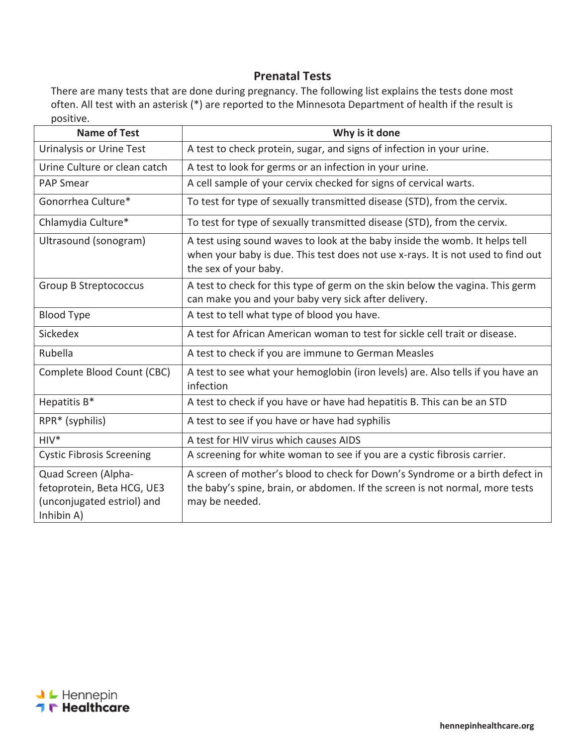## Prenatal Tests

There are many tests that are done during pregnancy. The following list explains the tests done most often. All test with an asterisk (*) are reported to the Minnesota Department of health if the result is positive.

| Name of Test | Why is it done |
|---|---|
| Urinalysis or Urine Test | A test to check protein, sugar, and signs of infection in your urine. |
| Urine Culture or clean catch | A test to look for germs or an infection in your urine. |
| PAP Smear | A cell sample of your cervix checked for signs of cervical warts. |
| Gonorrhea Culture* | To test for type of sexually transmitted disease (STD), from the cervix. |
| Chlamydia Culture* | To test for type of sexually transmitted disease (STD), from the cervix. |
| Ultrasound (sonogram) | A test using sound waves to look at the baby inside the womb. It helps tell when your baby is due. This test does not use x-rays. It is not used to find out the sex of your baby. |
| Group B Streptococcus | A test to check for this type of germ on the skin below the vagina. This germ can make you and your baby very sick after delivery. |
| Blood Type | A test to tell what type of blood you have. |
| Sickedex | A test for African American woman to test for sickle cell trait or disease. |
| Rubella | A test to check if you are immune to German Measles |
| Complete Blood Count (CBC) | A test to see what your hemoglobin (iron levels) are. Also tells if you have an infection |
| Hepatitis B* | A test to check if you have or have had hepatitis B. This can be an STD |
| RPR* (syphilis) | A test to see if you have or have had syphilis |
| HIV* | A test for HIV virus which causes AIDS |
| Cystic Fibrosis Screening | A screening for white woman to see if you are a cystic fibrosis carrier. |
| Quad Screen (Alpha-fetoprotein, Beta HCG, UE3 (unconjugated estriol) and Inhibin A) | A screen of mother's blood to check for Down's Syndrome or a birth defect in the baby's spine, brain, or abdomen. If the screen is not normal, more tests may be needed. |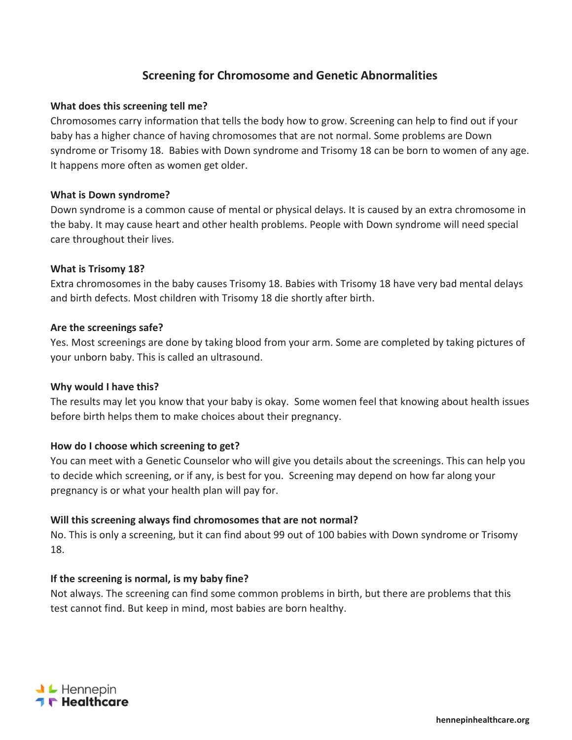# Screening for Chromosome and Genetic Abnormalities

**What does this screening tell me?**
Chromosomes carry information that tells the body how to grow. Screening can help to find out if your baby has a higher chance of having chromosomes that are not normal. Some problems are Down syndrome or Trisomy 18. Babies with Down syndrome and Trisomy 18 can be born to women of any age. It happens more often as women get older.

**What is Down syndrome?**
Down syndrome is a common cause of mental or physical delays. It is caused by an extra chromosome in the baby. It may cause heart and other health problems. People with Down syndrome will need special care throughout their lives.

**What is Trisomy 18?**
Extra chromosomes in the baby causes Trisomy 18. Babies with Trisomy 18 have very bad mental delays and birth defects. Most children with Trisomy 18 die shortly after birth.

**Are the screenings safe?**
Yes. Most screenings are done by taking blood from your arm. Some are completed by taking pictures of your unborn baby. This is called an ultrasound.

**Why would I have this?**
The results may let you know that your baby is okay. Some women feel that knowing about health issues before birth helps them to make choices about their pregnancy.

**How do I choose which screening to get?**
You can meet with a Genetic Counselor who will give you details about the screenings. This can help you to decide which screening, or if any, is best for you. Screening may depend on how far along your pregnancy is or what your health plan will pay for.

**Will this screening always find chromosomes that are not normal?**
No. This is only a screening, but it can find about 99 out of 100 babies with Down syndrome or Trisomy 18.

**If the screening is normal, is my baby fine?**
Not always. The screening can find some common problems in birth, but there are problems that this test cannot find. But keep in mind, most babies are born healthy.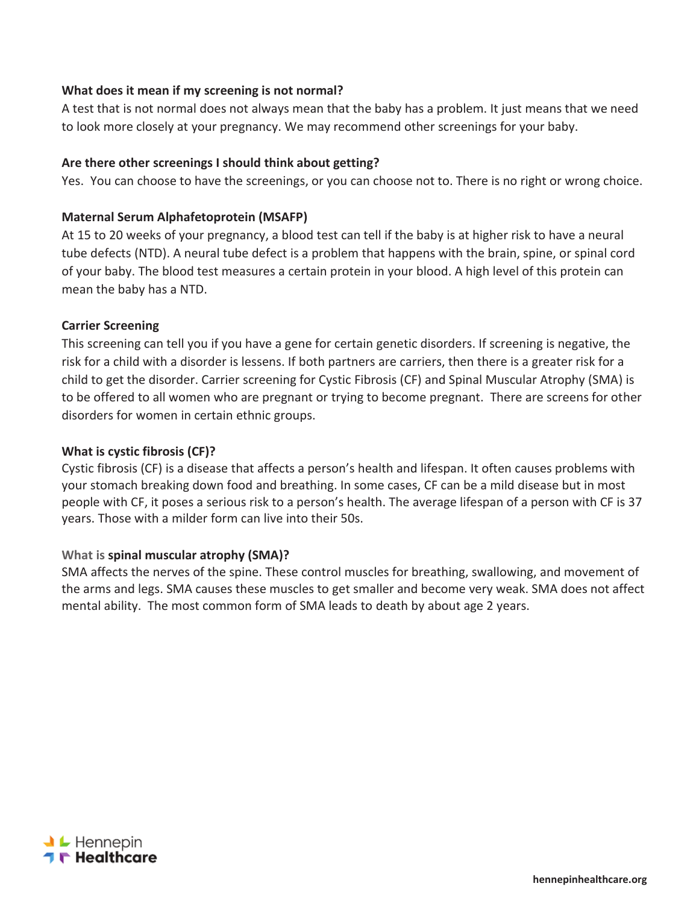**What does it mean if my screening is not normal?**

A test that is not normal does not always mean that the baby has a problem. It just means that we need to look more closely at your pregnancy. We may recommend other screenings for your baby.

**Are there other screenings I should think about getting?**

Yes. You can choose to have the screenings, or you can choose not to. There is no right or wrong choice.

**Maternal Serum Alphafetoprotein (MSAFP)**

At 15 to 20 weeks of your pregnancy, a blood test can tell if the baby is at higher risk to have a neural tube defects (NTD). A neural tube defect is a problem that happens with the brain, spine, or spinal cord of your baby. The blood test measures a certain protein in your blood. A high level of this protein can mean the baby has a NTD.

**Carrier Screening**

This screening can tell you if you have a gene for certain genetic disorders. If screening is negative, the risk for a child with a disorder is lessens. If both partners are carriers, then there is a greater risk for a child to get the disorder. Carrier screening for Cystic Fibrosis (CF) and Spinal Muscular Atrophy (SMA) is to be offered to all women who are pregnant or trying to become pregnant. There are screens for other disorders for women in certain ethnic groups.

**What is cystic fibrosis (CF)?**

Cystic fibrosis (CF) is a disease that affects a person's health and lifespan. It often causes problems with your stomach breaking down food and breathing. In some cases, CF can be a mild disease but in most people with CF, it poses a serious risk to a person's health. The average lifespan of a person with CF is 37 years. Those with a milder form can live into their 50s.

**What is spinal muscular atrophy (SMA)?**

SMA affects the nerves of the spine. These control muscles for breathing, swallowing, and movement of the arms and legs. SMA causes these muscles to get smaller and become very weak. SMA does not affect mental ability. The most common form of SMA leads to death by about age 2 years.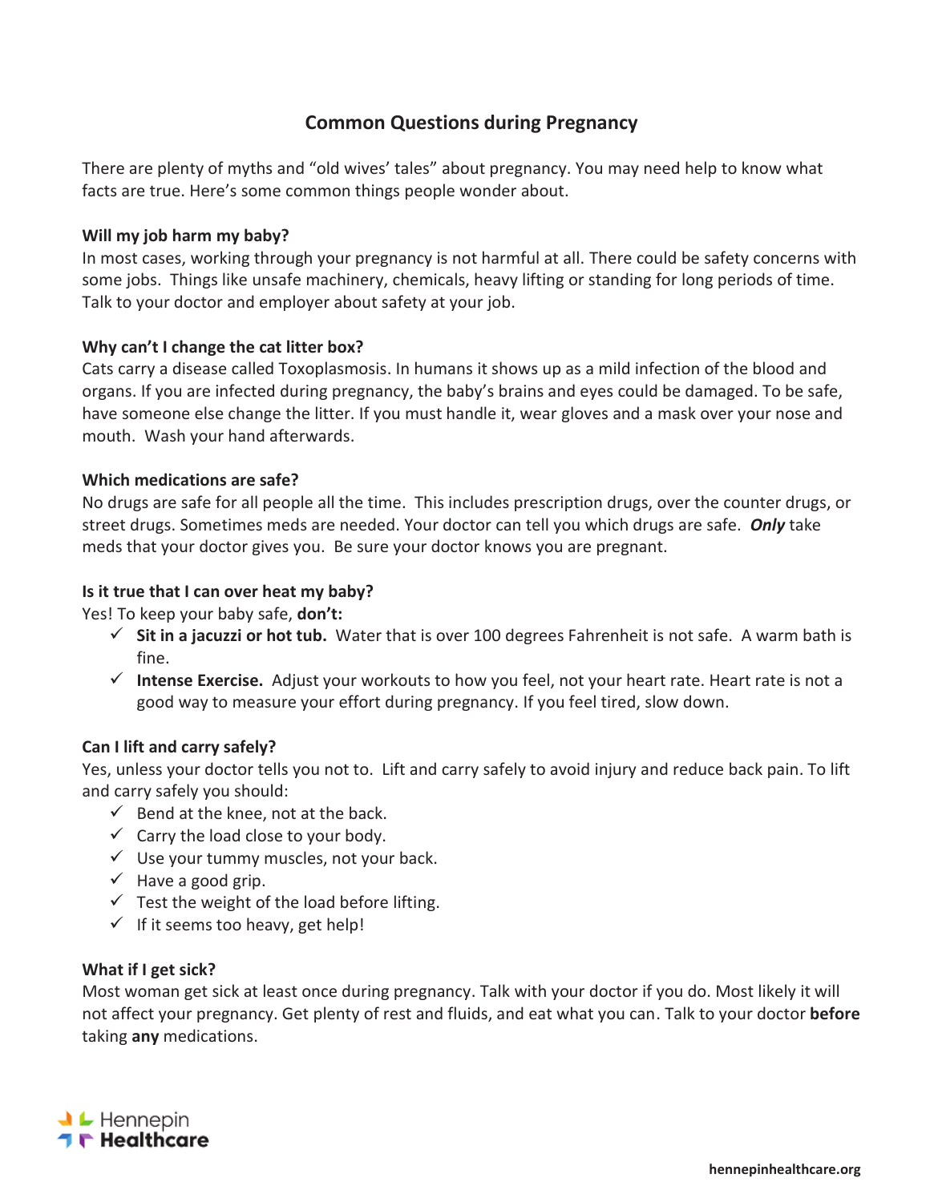# Common Questions during Pregnancy

There are plenty of myths and "old wives' tales" about pregnancy. You may need help to know what facts are true. Here's some common things people wonder about.

**Will my job harm my baby?**

In most cases, working through your pregnancy is not harmful at all. There could be safety concerns with some jobs. Things like unsafe machinery, chemicals, heavy lifting or standing for long periods of time. Talk to your doctor and employer about safety at your job.

**Why can't I change the cat litter box?**

Cats carry a disease called Toxoplasmosis. In humans it shows up as a mild infection of the blood and organs. If you are infected during pregnancy, the baby's brains and eyes could be damaged. To be safe, have someone else change the litter. If you must handle it, wear gloves and a mask over your nose and mouth. Wash your hand afterwards.

**Which medications are safe?**

No drugs are safe for all people all the time. This includes prescription drugs, over the counter drugs, or street drugs. Sometimes meds are needed. Your doctor can tell you which drugs are safe. ***Only*** take meds that your doctor gives you. Be sure your doctor knows you are pregnant.

**Is it true that I can over heat my baby?**

Yes! To keep your baby safe, **don't:**

- ✓ **Sit in a jacuzzi or hot tub.** Water that is over 100 degrees Fahrenheit is not safe. A warm bath is fine.
- ✓ **Intense Exercise.** Adjust your workouts to how you feel, not your heart rate. Heart rate is not a good way to measure your effort during pregnancy. If you feel tired, slow down.

**Can I lift and carry safely?**

Yes, unless your doctor tells you not to. Lift and carry safely to avoid injury and reduce back pain. To lift and carry safely you should:

- ✓ Bend at the knee, not at the back.
- ✓ Carry the load close to your body.
- ✓ Use your tummy muscles, not your back.
- ✓ Have a good grip.
- ✓ Test the weight of the load before lifting.
- ✓ If it seems too heavy, get help!

**What if I get sick?**

Most woman get sick at least once during pregnancy. Talk with your doctor if you do. Most likely it will not affect your pregnancy. Get plenty of rest and fluids, and eat what you can. Talk to your doctor **before** taking **any** medications.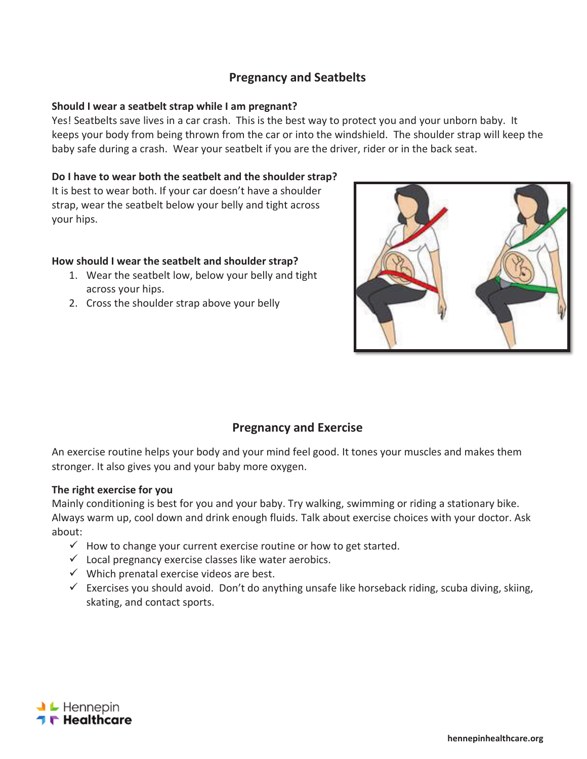## Pregnancy and Seatbelts

**Should I wear a seatbelt strap while I am pregnant?**

Yes! Seatbelts save lives in a car crash. This is the best way to protect you and your unborn baby. It keeps your body from being thrown from the car or into the windshield. The shoulder strap will keep the baby safe during a crash. Wear your seatbelt if you are the driver, rider or in the back seat.

**Do I have to wear both the seatbelt and the shoulder strap?**

It is best to wear both. If your car doesn't have a shoulder strap, wear the seatbelt below your belly and tight across your hips.

**How should I wear the seatbelt and shoulder strap?**

1. Wear the seatbelt low, below your belly and tight across your hips.
2. Cross the shoulder strap above your belly

## Pregnancy and Exercise

An exercise routine helps your body and your mind feel good. It tones your muscles and makes them stronger. It also gives you and your baby more oxygen.

**The right exercise for you**

Mainly conditioning is best for you and your baby. Try walking, swimming or riding a stationary bike. Always warm up, cool down and drink enough fluids. Talk about exercise choices with your doctor. Ask about:

- ✓ How to change your current exercise routine or how to get started.
- ✓ Local pregnancy exercise classes like water aerobics.
- ✓ Which prenatal exercise videos are best.
- ✓ Exercises you should avoid. Don't do anything unsafe like horseback riding, scuba diving, skiing, skating, and contact sports.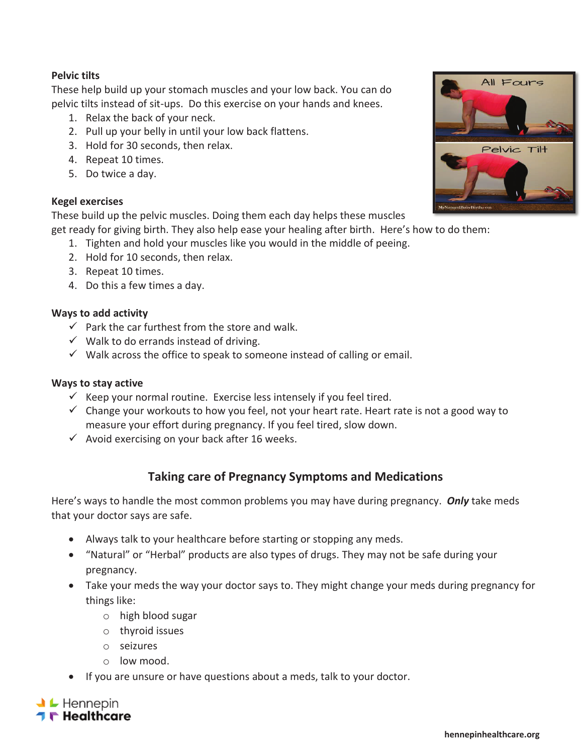**Pelvic tilts**

These help build up your stomach muscles and your low back. You can do pelvic tilts instead of sit-ups. Do this exercise on your hands and knees.

1. Relax the back of your neck.
2. Pull up your belly in until your low back flattens.
3. Hold for 30 seconds, then relax.
4. Repeat 10 times.
5. Do twice a day.

**Kegel exercises**

These build up the pelvic muscles. Doing them each day helps these muscles get ready for giving birth. They also help ease your healing after birth. Here's how to do them:

1. Tighten and hold your muscles like you would in the middle of peeing.
2. Hold for 10 seconds, then relax.
3. Repeat 10 times.
4. Do this a few times a day.

**Ways to add activity**

- ✓ Park the car furthest from the store and walk.
- ✓ Walk to do errands instead of driving.
- ✓ Walk across the office to speak to someone instead of calling or email.

**Ways to stay active**

- ✓ Keep your normal routine. Exercise less intensely if you feel tired.
- ✓ Change your workouts to how you feel, not your heart rate. Heart rate is not a good way to measure your effort during pregnancy. If you feel tired, slow down.
- ✓ Avoid exercising on your back after 16 weeks.

## Taking care of Pregnancy Symptoms and Medications

Here's ways to handle the most common problems you may have during pregnancy. ***Only*** take meds that your doctor says are safe.

- Always talk to your healthcare before starting or stopping any meds.
- "Natural" or "Herbal" products are also types of drugs. They may not be safe during your pregnancy.
- Take your meds the way your doctor says to. They might change your meds during pregnancy for things like:
  - high blood sugar
  - thyroid issues
  - seizures
  - low mood.
- If you are unsure or have questions about a meds, talk to your doctor.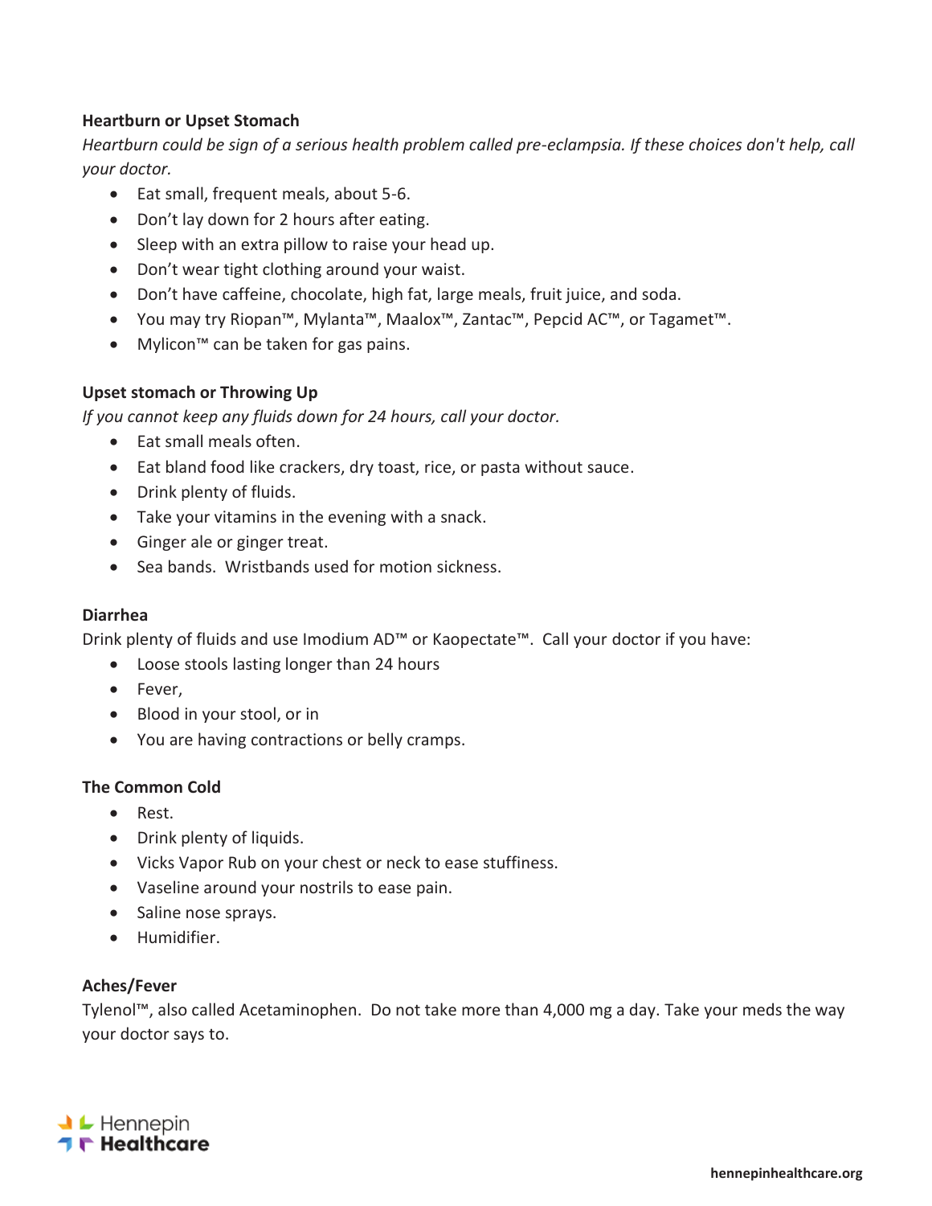**Heartburn or Upset Stomach**

*Heartburn could be sign of a serious health problem called pre-eclampsia. If these choices don't help, call your doctor.*

- Eat small, frequent meals, about 5-6.
- Don't lay down for 2 hours after eating.
- Sleep with an extra pillow to raise your head up.
- Don't wear tight clothing around your waist.
- Don't have caffeine, chocolate, high fat, large meals, fruit juice, and soda.
- You may try Riopan™, Mylanta™, Maalox™, Zantac™, Pepcid AC™, or Tagamet™.
- Mylicon™ can be taken for gas pains.

**Upset stomach or Throwing Up**

*If you cannot keep any fluids down for 24 hours, call your doctor.*

- Eat small meals often.
- Eat bland food like crackers, dry toast, rice, or pasta without sauce.
- Drink plenty of fluids.
- Take your vitamins in the evening with a snack.
- Ginger ale or ginger treat.
- Sea bands. Wristbands used for motion sickness.

**Diarrhea**

Drink plenty of fluids and use Imodium AD™ or Kaopectate™. Call your doctor if you have:

- Loose stools lasting longer than 24 hours
- Fever,
- Blood in your stool, or in
- You are having contractions or belly cramps.

**The Common Cold**

- Rest.
- Drink plenty of liquids.
- Vicks Vapor Rub on your chest or neck to ease stuffiness.
- Vaseline around your nostrils to ease pain.
- Saline nose sprays.
- Humidifier.

**Aches/Fever**

Tylenol™, also called Acetaminophen. Do not take more than 4,000 mg a day. Take your meds the way your doctor says to.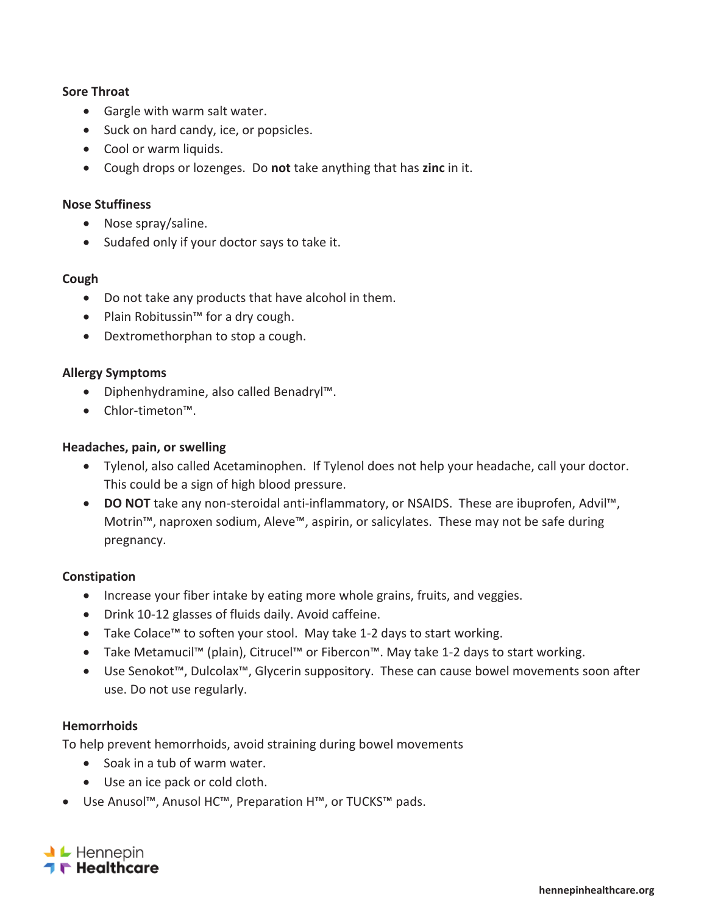**Sore Throat**

- Gargle with warm salt water.
- Suck on hard candy, ice, or popsicles.
- Cool or warm liquids.
- Cough drops or lozenges. Do **not** take anything that has **zinc** in it.

**Nose Stuffiness**

- Nose spray/saline.
- Sudafed only if your doctor says to take it.

**Cough**

- Do not take any products that have alcohol in them.
- Plain Robitussin™ for a dry cough.
- Dextromethorphan to stop a cough.

**Allergy Symptoms**

- Diphenhydramine, also called Benadryl™.
- Chlor-timeton™.

**Headaches, pain, or swelling**

- Tylenol, also called Acetaminophen. If Tylenol does not help your headache, call your doctor. This could be a sign of high blood pressure.
- **DO NOT** take any non-steroidal anti-inflammatory, or NSAIDS. These are ibuprofen, Advil™, Motrin™, naproxen sodium, Aleve™, aspirin, or salicylates. These may not be safe during pregnancy.

**Constipation**

- Increase your fiber intake by eating more whole grains, fruits, and veggies.
- Drink 10-12 glasses of fluids daily. Avoid caffeine.
- Take Colace™ to soften your stool. May take 1-2 days to start working.
- Take Metamucil™ (plain), Citrucel™ or Fibercon™. May take 1-2 days to start working.
- Use Senokot™, Dulcolax™, Glycerin suppository. These can cause bowel movements soon after use. Do not use regularly.

**Hemorrhoids**

To help prevent hemorrhoids, avoid straining during bowel movements

- Soak in a tub of warm water.
- Use an ice pack or cold cloth.
- Use Anusol™, Anusol HC™, Preparation H™, or TUCKS™ pads.